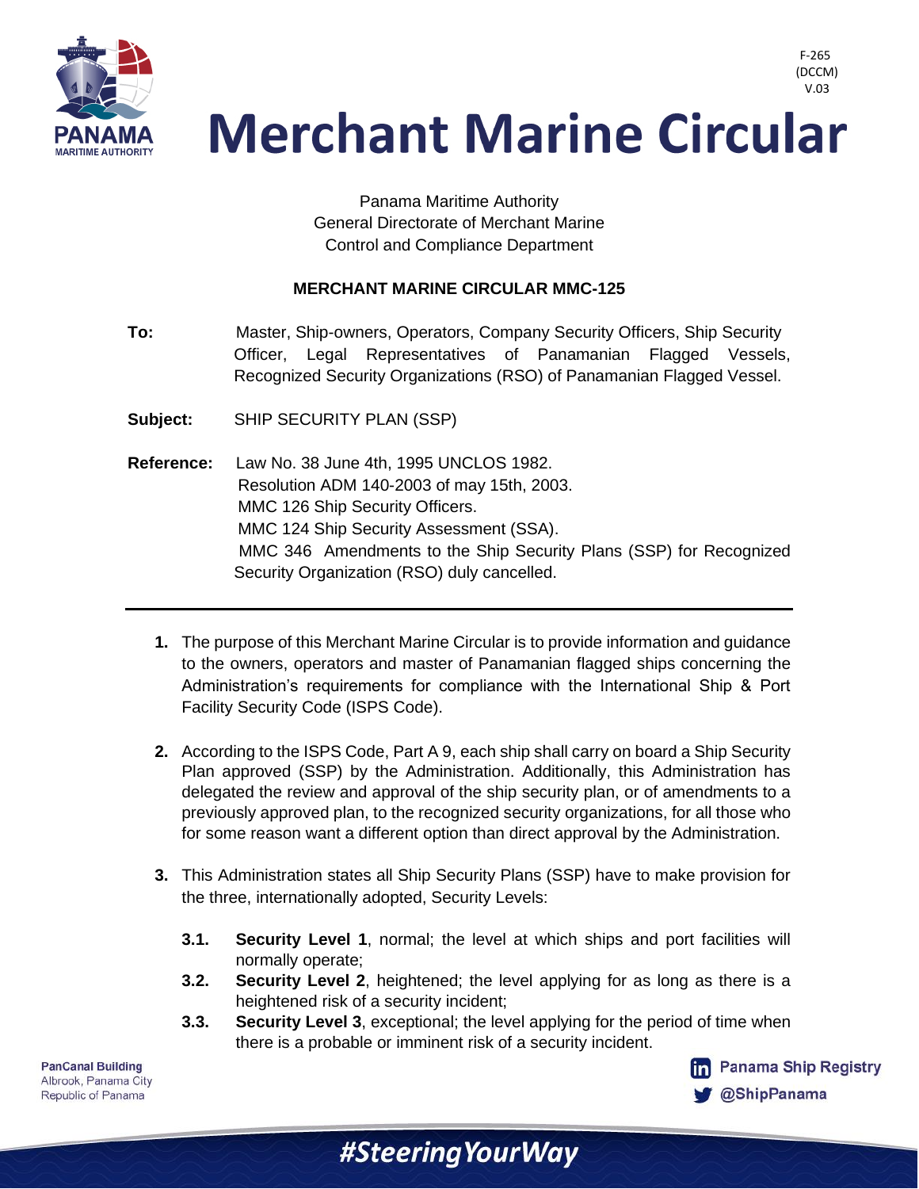F-265
(DCCM)
V.03

# Merchant Marine Circular

Panama Maritime Authority
General Directorate of Merchant Marine
Control and Compliance Department

**MERCHANT MARINE CIRCULAR MMC-125**

**To:** Master, Ship-owners, Operators, Company Security Officers, Ship Security Officer, Legal Representatives of Panamanian Flagged Vessels, Recognized Security Organizations (RSO) of Panamanian Flagged Vessel.

**Subject:** SHIP SECURITY PLAN (SSP)

**Reference:** Law No. 38 June 4th, 1995 UNCLOS 1982.
Resolution ADM 140-2003 of may 15th, 2003.
MMC 126 Ship Security Officers.
MMC 124 Ship Security Assessment (SSA).
MMC 346 Amendments to the Ship Security Plans (SSP) for Recognized Security Organization (RSO) duly cancelled.

---

1. The purpose of this Merchant Marine Circular is to provide information and guidance to the owners, operators and master of Panamanian flagged ships concerning the Administration's requirements for compliance with the International Ship & Port Facility Security Code (ISPS Code).

2. According to the ISPS Code, Part A 9, each ship shall carry on board a Ship Security Plan approved (SSP) by the Administration. Additionally, this Administration has delegated the review and approval of the ship security plan, or of amendments to a previously approved plan, to the recognized security organizations, for all those who for some reason want a different option than direct approval by the Administration.

3. This Administration states all Ship Security Plans (SSP) have to make provision for the three, internationally adopted, Security Levels:

   **3.1.** **Security Level 1**, normal; the level at which ships and port facilities will normally operate;

   **3.2.** **Security Level 2**, heightened; the level applying for as long as there is a heightened risk of a security incident;

   **3.3.** **Security Level 3**, exceptional; the level applying for the period of time when there is a probable or imminent risk of a security incident.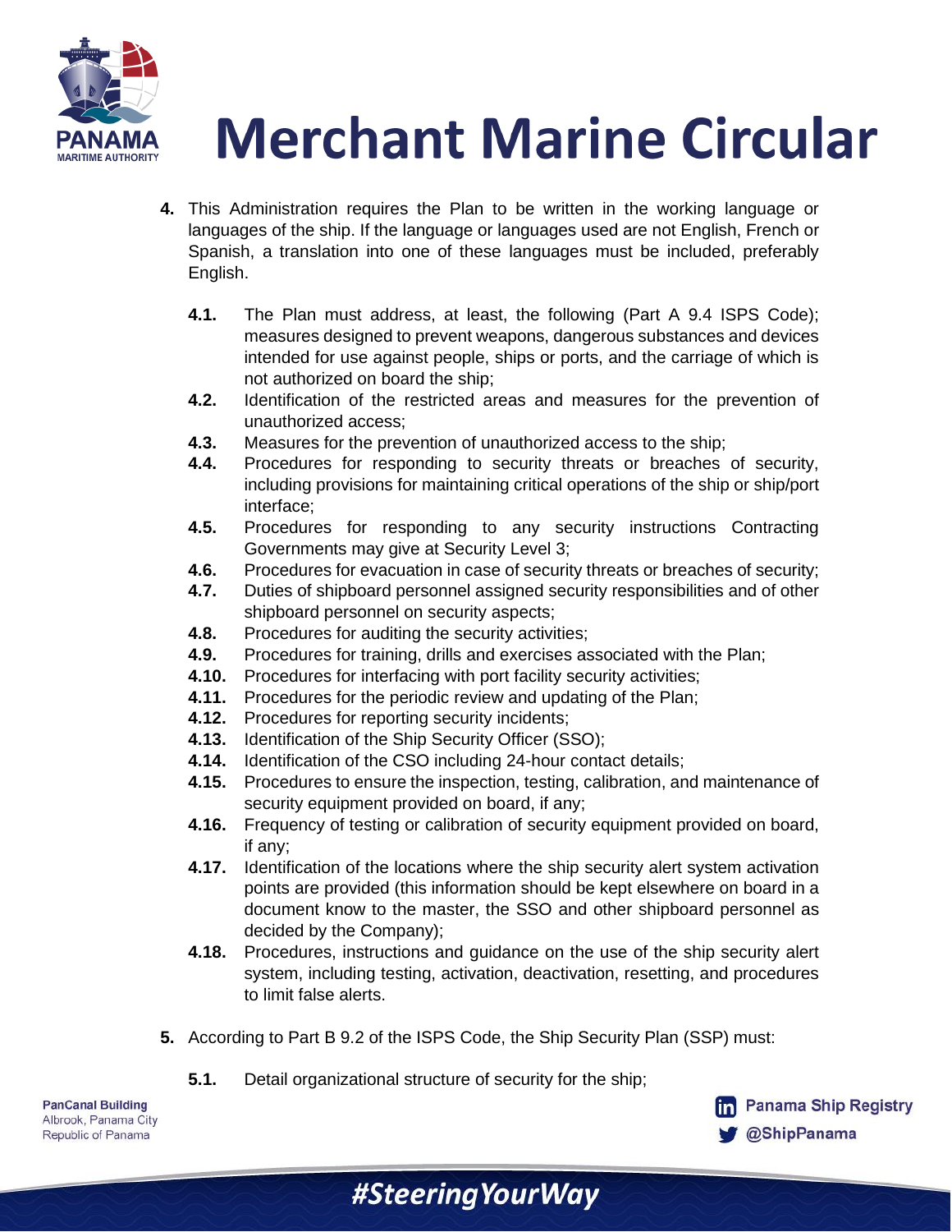4. This Administration requires the Plan to be written in the working language or languages of the ship. If the language or languages used are not English, French or Spanish, a translation into one of these languages must be included, preferably English.

    - **4.1.** The Plan must address, at least, the following (Part A 9.4 ISPS Code); measures designed to prevent weapons, dangerous substances and devices intended for use against people, ships or ports, and the carriage of which is not authorized on board the ship;
    - **4.2.** Identification of the restricted areas and measures for the prevention of unauthorized access;
    - **4.3.** Measures for the prevention of unauthorized access to the ship;
    - **4.4.** Procedures for responding to security threats or breaches of security, including provisions for maintaining critical operations of the ship or ship/port interface;
    - **4.5.** Procedures for responding to any security instructions Contracting Governments may give at Security Level 3;
    - **4.6.** Procedures for evacuation in case of security threats or breaches of security;
    - **4.7.** Duties of shipboard personnel assigned security responsibilities and of other shipboard personnel on security aspects;
    - **4.8.** Procedures for auditing the security activities;
    - **4.9.** Procedures for training, drills and exercises associated with the Plan;
    - **4.10.** Procedures for interfacing with port facility security activities;
    - **4.11.** Procedures for the periodic review and updating of the Plan;
    - **4.12.** Procedures for reporting security incidents;
    - **4.13.** Identification of the Ship Security Officer (SSO);
    - **4.14.** Identification of the CSO including 24-hour contact details;
    - **4.15.** Procedures to ensure the inspection, testing, calibration, and maintenance of security equipment provided on board, if any;
    - **4.16.** Frequency of testing or calibration of security equipment provided on board, if any;
    - **4.17.** Identification of the locations where the ship security alert system activation points are provided (this information should be kept elsewhere on board in a document know to the master, the SSO and other shipboard personnel as decided by the Company);
    - **4.18.** Procedures, instructions and guidance on the use of the ship security alert system, including testing, activation, deactivation, resetting, and procedures to limit false alerts.

5. According to Part B 9.2 of the ISPS Code, the Ship Security Plan (SSP) must:

    - **5.1.** Detail organizational structure of security for the ship;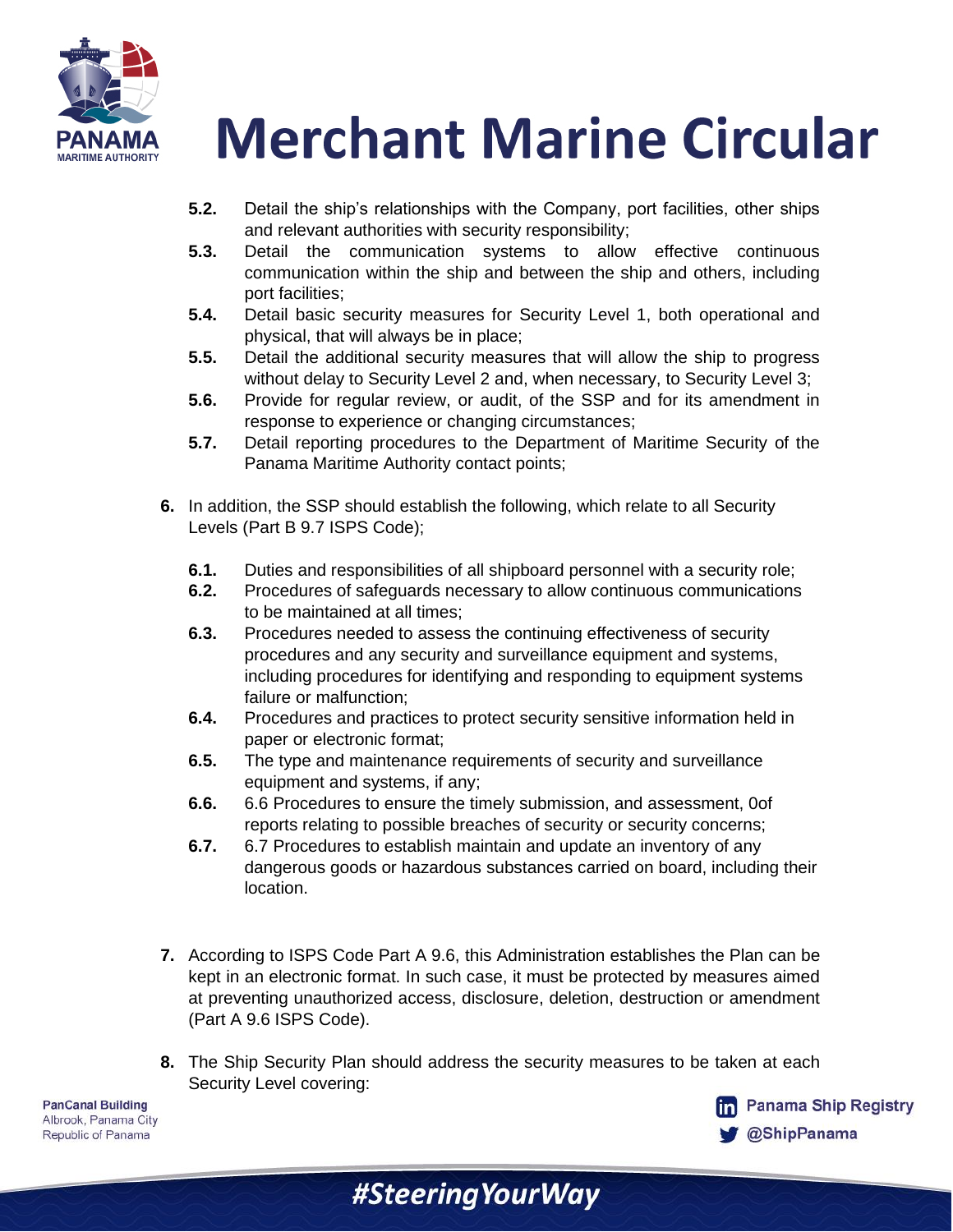**5.2.** Detail the ship's relationships with the Company, port facilities, other ships and relevant authorities with security responsibility;

**5.3.** Detail the communication systems to allow effective continuous communication within the ship and between the ship and others, including port facilities;

**5.4.** Detail basic security measures for Security Level 1, both operational and physical, that will always be in place;

**5.5.** Detail the additional security measures that will allow the ship to progress without delay to Security Level 2 and, when necessary, to Security Level 3;

**5.6.** Provide for regular review, or audit, of the SSP and for its amendment in response to experience or changing circumstances;

**5.7.** Detail reporting procedures to the Department of Maritime Security of the Panama Maritime Authority contact points;

**6.** In addition, the SSP should establish the following, which relate to all Security Levels (Part B 9.7 ISPS Code);

**6.1.** Duties and responsibilities of all shipboard personnel with a security role;

**6.2.** Procedures of safeguards necessary to allow continuous communications to be maintained at all times;

**6.3.** Procedures needed to assess the continuing effectiveness of security procedures and any security and surveillance equipment and systems, including procedures for identifying and responding to equipment systems failure or malfunction;

**6.4.** Procedures and practices to protect security sensitive information held in paper or electronic format;

**6.5.** The type and maintenance requirements of security and surveillance equipment and systems, if any;

**6.6.** 6.6 Procedures to ensure the timely submission, and assessment, 0of reports relating to possible breaches of security or security concerns;

**6.7.** 6.7 Procedures to establish maintain and update an inventory of any dangerous goods or hazardous substances carried on board, including their location.

**7.** According to ISPS Code Part A 9.6, this Administration establishes the Plan can be kept in an electronic format. In such case, it must be protected by measures aimed at preventing unauthorized access, disclosure, deletion, destruction or amendment (Part A 9.6 ISPS Code).

**8.** The Ship Security Plan should address the security measures to be taken at each Security Level covering: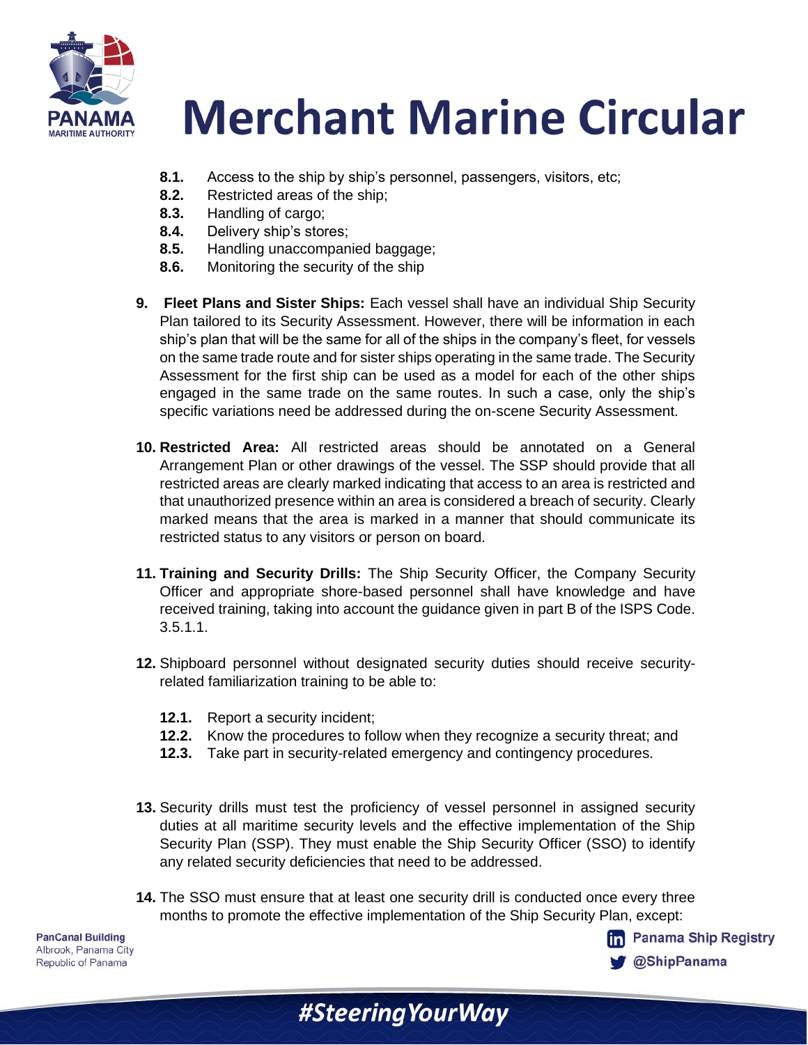**8.1.** Access to the ship by ship's personnel, passengers, visitors, etc;
**8.2.** Restricted areas of the ship;
**8.3.** Handling of cargo;
**8.4.** Delivery ship's stores;
**8.5.** Handling unaccompanied baggage;
**8.6.** Monitoring the security of the ship

**9. Fleet Plans and Sister Ships:** Each vessel shall have an individual Ship Security Plan tailored to its Security Assessment. However, there will be information in each ship's plan that will be the same for all of the ships in the company's fleet, for vessels on the same trade route and for sister ships operating in the same trade. The Security Assessment for the first ship can be used as a model for each of the other ships engaged in the same trade on the same routes. In such a case, only the ship's specific variations need be addressed during the on-scene Security Assessment.

**10. Restricted Area:** All restricted areas should be annotated on a General Arrangement Plan or other drawings of the vessel. The SSP should provide that all restricted areas are clearly marked indicating that access to an area is restricted and that unauthorized presence within an area is considered a breach of security. Clearly marked means that the area is marked in a manner that should communicate its restricted status to any visitors or person on board.

**11. Training and Security Drills:** The Ship Security Officer, the Company Security Officer and appropriate shore-based personnel shall have knowledge and have received training, taking into account the guidance given in part B of the ISPS Code. 3.5.1.1.

**12.** Shipboard personnel without designated security duties should receive security-related familiarization training to be able to:

**12.1.** Report a security incident;
**12.2.** Know the procedures to follow when they recognize a security threat; and
**12.3.** Take part in security-related emergency and contingency procedures.

**13.** Security drills must test the proficiency of vessel personnel in assigned security duties at all maritime security levels and the effective implementation of the Ship Security Plan (SSP). They must enable the Ship Security Officer (SSO) to identify any related security deficiencies that need to be addressed.

**14.** The SSO must ensure that at least one security drill is conducted once every three months to promote the effective implementation of the Ship Security Plan, except: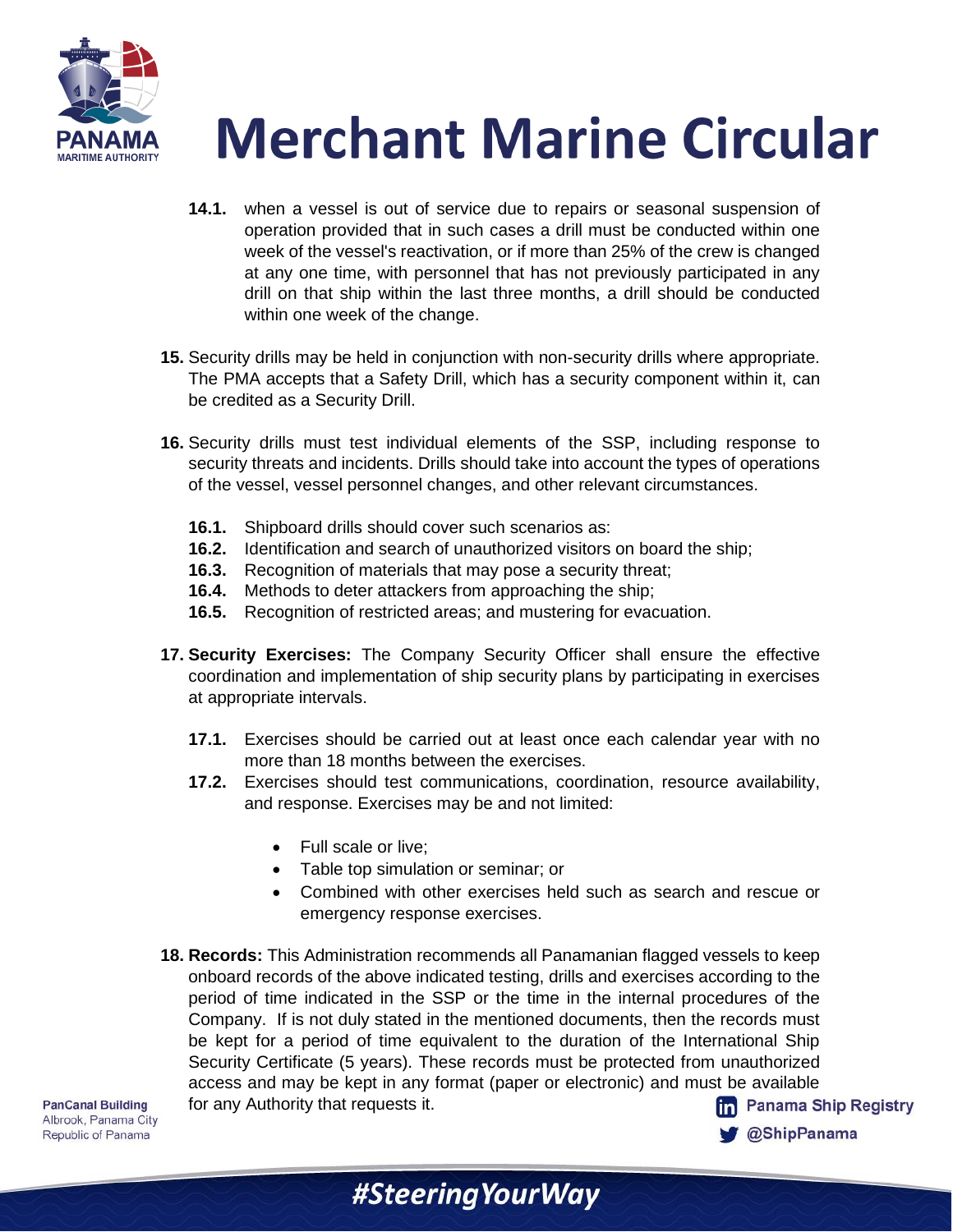**14.1.** when a vessel is out of service due to repairs or seasonal suspension of operation provided that in such cases a drill must be conducted within one week of the vessel's reactivation, or if more than 25% of the crew is changed at any one time, with personnel that has not previously participated in any drill on that ship within the last three months, a drill should be conducted within one week of the change.

**15.** Security drills may be held in conjunction with non-security drills where appropriate. The PMA accepts that a Safety Drill, which has a security component within it, can be credited as a Security Drill.

**16.** Security drills must test individual elements of the SSP, including response to security threats and incidents. Drills should take into account the types of operations of the vessel, vessel personnel changes, and other relevant circumstances.

**16.1.** Shipboard drills should cover such scenarios as:
**16.2.** Identification and search of unauthorized visitors on board the ship;
**16.3.** Recognition of materials that may pose a security threat;
**16.4.** Methods to deter attackers from approaching the ship;
**16.5.** Recognition of restricted areas; and mustering for evacuation.

**17. Security Exercises:** The Company Security Officer shall ensure the effective coordination and implementation of ship security plans by participating in exercises at appropriate intervals.

**17.1.** Exercises should be carried out at least once each calendar year with no more than 18 months between the exercises.
**17.2.** Exercises should test communications, coordination, resource availability, and response. Exercises may be and not limited:

- Full scale or live;
- Table top simulation or seminar; or
- Combined with other exercises held such as search and rescue or emergency response exercises.

**18. Records:** This Administration recommends all Panamanian flagged vessels to keep onboard records of the above indicated testing, drills and exercises according to the period of time indicated in the SSP or the time in the internal procedures of the Company. If is not duly stated in the mentioned documents, then the records must be kept for a period of time equivalent to the duration of the International Ship Security Certificate (5 years). These records must be protected from unauthorized access and may be kept in any format (paper or electronic) and must be available for any Authority that requests it.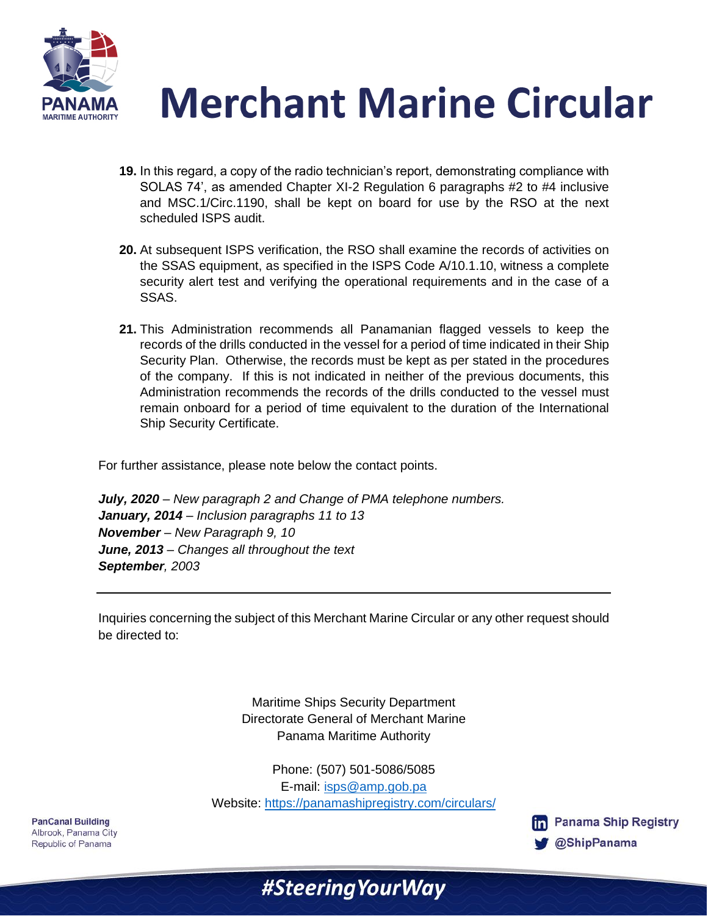19. In this regard, a copy of the radio technician's report, demonstrating compliance with SOLAS 74', as amended Chapter XI-2 Regulation 6 paragraphs #2 to #4 inclusive and MSC.1/Circ.1190, shall be kept on board for use by the RSO at the next scheduled ISPS audit.

20. At subsequent ISPS verification, the RSO shall examine the records of activities on the SSAS equipment, as specified in the ISPS Code A/10.1.10, witness a complete security alert test and verifying the operational requirements and in the case of a SSAS.

21. This Administration recommends all Panamanian flagged vessels to keep the records of the drills conducted in the vessel for a period of time indicated in their Ship Security Plan. Otherwise, the records must be kept as per stated in the procedures of the company. If this is not indicated in neither of the previous documents, this Administration recommends the records of the drills conducted to the vessel must remain onboard for a period of time equivalent to the duration of the International Ship Security Certificate.

For further assistance, please note below the contact points.

***July, 2020** – New paragraph 2 and Change of PMA telephone numbers.*
***January, 2014** – Inclusion paragraphs 11 to 13*
***November** – New Paragraph 9, 10*
***June, 2013** – Changes all throughout the text*
***September**, 2003*

---

Inquiries concerning the subject of this Merchant Marine Circular or any other request should be directed to:

Maritime Ships Security Department
Directorate General of Merchant Marine
Panama Maritime Authority

Phone: (507) 501-5086/5085
E-mail: isps@amp.gob.pa
Website: https://panamashipregistry.com/circulars/